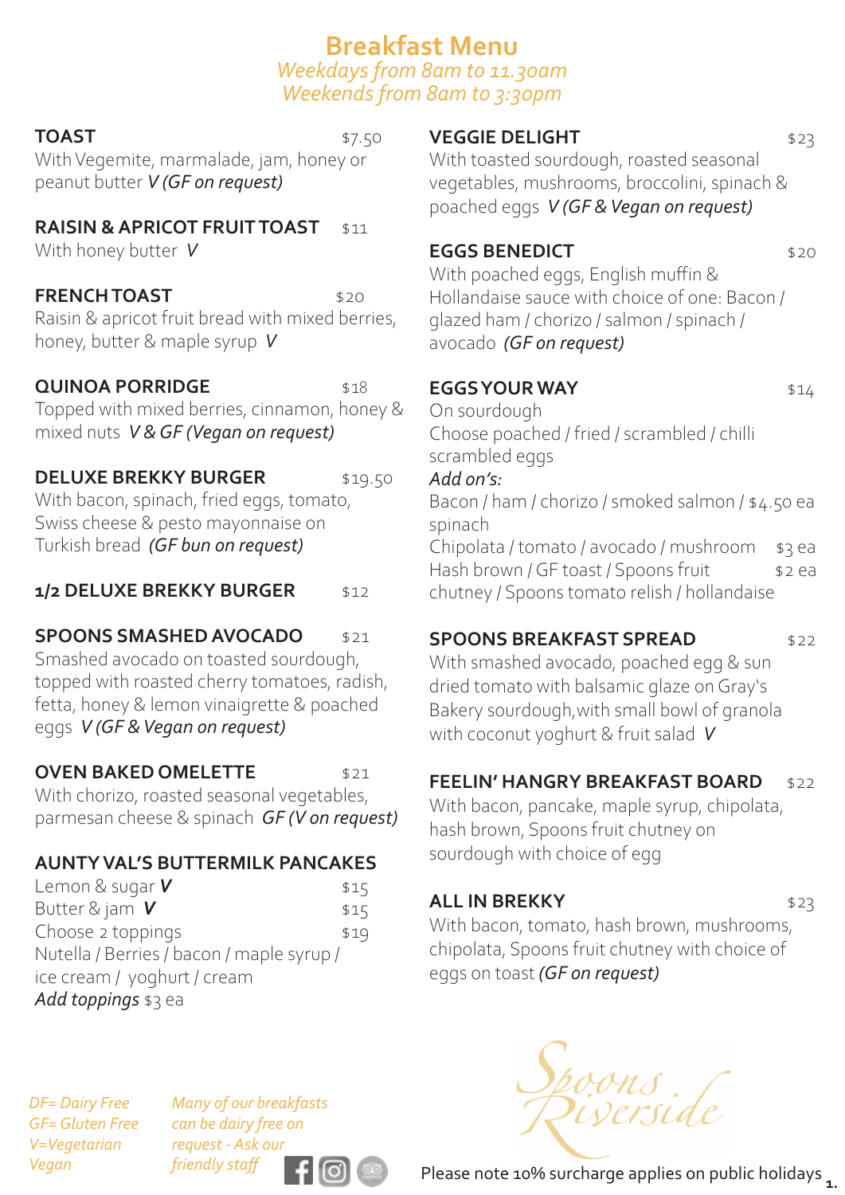# Breakfast Menu

*Weekdays from 8am to 11.30am*
*Weekends from 8am to 3:30pm*

**TOAST** $7.50
With Vegemite, marmalade, jam, honey or peanut butter *V (GF on request)*

**RAISIN & APRICOT FRUIT TOAST** $11
With honey butter *V*

**FRENCH TOAST** $20
Raisin & apricot fruit bread with mixed berries, honey, butter & maple syrup *V*

**QUINOA PORRIDGE** $18
Topped with mixed berries, cinnamon, honey & mixed nuts *V & GF (Vegan on request)*

**DELUXE BREKKY BURGER** $19.50
With bacon, spinach, fried eggs, tomato, Swiss cheese & pesto mayonnaise on Turkish bread *(GF bun on request)*

**1/2 DELUXE BREKKY BURGER** $12

**SPOONS SMASHED AVOCADO** $21
Smashed avocado on toasted sourdough, topped with roasted cherry tomatoes, radish, fetta, honey & lemon vinaigrette & poached eggs *V (GF & Vegan on request)*

**OVEN BAKED OMELETTE** $21
With chorizo, roasted seasonal vegetables, parmesan cheese & spinach *GF (V on request)*

**AUNTY VAL'S BUTTERMILK PANCAKES**
Lemon & sugar ***V*** $15
Butter & jam ***V*** $15
Choose 2 toppings $19
Nutella / Berries / bacon / maple syrup / ice cream / yoghurt / cream
*Add toppings* $3 ea

**VEGGIE DELIGHT** $23
With toasted sourdough, roasted seasonal vegetables, mushrooms, broccolini, spinach & poached eggs *V (GF & Vegan on request)*

**EGGS BENEDICT** $20
With poached eggs, English muffin & Hollandaise sauce with choice of one: Bacon / glazed ham / chorizo / salmon / spinach / avocado *(GF on request)*

**EGGS YOUR WAY** $14
On sourdough
Choose poached / fried / scrambled / chilli scrambled eggs
*Add on's:*
Bacon / ham / chorizo / smoked salmon / spinach $4.50 ea
Chipolata / tomato / avocado / mushroom $3 ea
Hash brown / GF toast / Spoons fruit chutney / Spoons tomato relish / hollandaise $2 ea

**SPOONS BREAKFAST SPREAD** $22
With smashed avocado, poached egg & sun dried tomato with balsamic glaze on Gray's Bakery sourdough, with small bowl of granola with coconut yoghurt & fruit salad *V*

**FEELIN' HANGRY BREAKFAST BOARD** $22
With bacon, pancake, maple syrup, chipolata, hash brown, Spoons fruit chutney on sourdough with choice of egg

**ALL IN BREKKY** $23
With bacon, tomato, hash brown, mushrooms, chipolata, Spoons fruit chutney with choice of eggs on toast *(GF on request)*

*DF= Dairy Free*
*GF= Gluten Free*
*V=Vegetarian*
*Vegan*

*Many of our breakfasts can be dairy free on request - Ask our friendly staff*

Spoons Riverside

Please note 10% surcharge applies on public holidays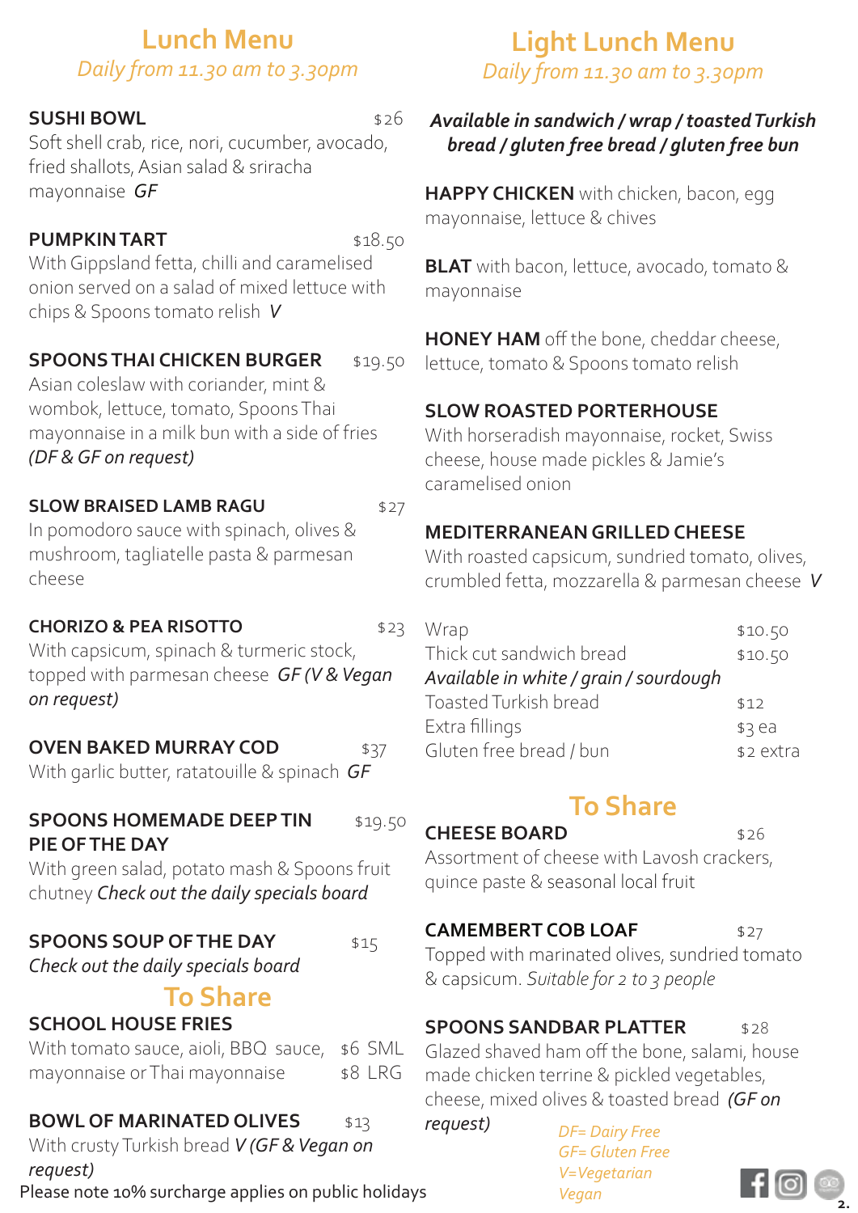# Lunch Menu

*Daily from 11.30 am to 3.30pm*

**SUSHI BOWL** $26
Soft shell crab, rice, nori, cucumber, avocado, fried shallots, Asian salad & sriracha mayonnaise *GF*

**PUMPKIN TART** $18.50
With Gippsland fetta, chilli and caramelised onion served on a salad of mixed lettuce with chips & Spoons tomato relish *V*

**SPOONS THAI CHICKEN BURGER** $19.50
Asian coleslaw with coriander, mint & wombok, lettuce, tomato, Spoons Thai mayonnaise in a milk bun with a side of fries *(DF & GF on request)*

**SLOW BRAISED LAMB RAGU** $27
In pomodoro sauce with spinach, olives & mushroom, tagliatelle pasta & parmesan cheese

**CHORIZO & PEA RISOTTO** $23
With capsicum, spinach & turmeric stock, topped with parmesan cheese *GF (V & Vegan on request)*

**OVEN BAKED MURRAY COD** $37
With garlic butter, ratatouille & spinach *GF*

**SPOONS HOMEMADE DEEP TIN PIE OF THE DAY** $19.50
With green salad, potato mash & Spoons fruit chutney *Check out the daily specials board*

**SPOONS SOUP OF THE DAY** $15
*Check out the daily specials board*

## To Share

**SCHOOL HOUSE FRIES**
With tomato sauce, aioli, BBQ sauce, mayonnaise or Thai mayonnaise $6 SML / $8 LRG

**BOWL OF MARINATED OLIVES** $13
With crusty Turkish bread *V (GF & Vegan on request)*

Please note 10% surcharge applies on public holidays

# Light Lunch Menu

*Daily from 11.30 am to 3.30pm*

***Available in sandwich / wrap / toasted Turkish bread / gluten free bread / gluten free bun***

**HAPPY CHICKEN** with chicken, bacon, egg mayonnaise, lettuce & chives

**BLAT** with bacon, lettuce, avocado, tomato & mayonnaise

**HONEY HAM** off the bone, cheddar cheese, lettuce, tomato & Spoons tomato relish

**SLOW ROASTED PORTERHOUSE**
With horseradish mayonnaise, rocket, Swiss cheese, house made pickles & Jamie's caramelised onion

**MEDITERRANEAN GRILLED CHEESE**
With roasted capsicum, sundried tomato, olives, crumbled fetta, mozzarella & parmesan cheese *V*

| | |
|---|---|
| Wrap | $10.50 |
| Thick cut sandwich bread | $10.50 |
| *Available in white / grain / sourdough* | |
| Toasted Turkish bread | $12 |
| Extra fillings | $3 ea |
| Gluten free bread / bun | $2 extra |

## To Share

**CHEESE BOARD** $26
Assortment of cheese with Lavosh crackers, quince paste & seasonal local fruit

**CAMEMBERT COB LOAF** $27
Topped with marinated olives, sundried tomato & capsicum. *Suitable for 2 to 3 people*

**SPOONS SANDBAR PLATTER** $28
Glazed shaved ham off the bone, salami, house made chicken terrine & pickled vegetables, cheese, mixed olives & toasted bread *(GF on request)*

*DF= Dairy Free*
*GF= Gluten Free*
*V=Vegetarian*
*Vegan*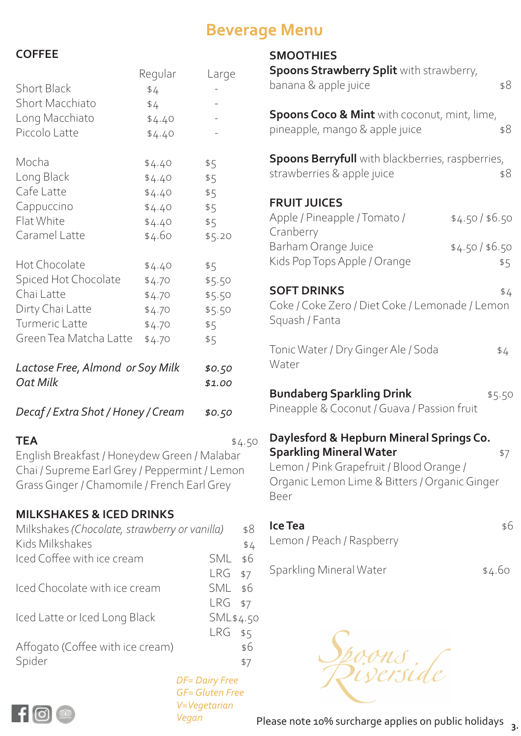# Beverage Menu

## COFFEE

| | Regular | Large |
|---|---|---|
| Short Black | $4 | - |
| Short Macchiato | $4 | - |
| Long Macchiato | $4.40 | - |
| Piccolo Latte | $4.40 | - |
| Mocha | $4.40 | $5 |
| Long Black | $4.40 | $5 |
| Cafe Latte | $4.40 | $5 |
| Cappuccino | $4.40 | $5 |
| Flat White | $4.40 | $5 |
| Caramel Latte | $4.60 | $5.20 |
| Hot Chocolate | $4.40 | $5 |
| Spiced Hot Chocolate | $4.70 | $5.50 |
| Chai Latte | $4.70 | $5.50 |
| Dirty Chai Latte | $4.70 | $5.50 |
| Turmeric Latte | $4.70 | $5 |
| Green Tea Matcha Latte | $4.70 | $5 |

*Lactose Free, Almond or Soy Milk* ***$0.50***
*Oat Milk* ***$1.00***

*Decaf / Extra Shot / Honey / Cream* ***$0.50***

## TEA $4.50

English Breakfast / Honeydew Green / Malabar Chai / Supreme Earl Grey / Peppermint / Lemon Grass Ginger / Chamomile / French Earl Grey

## MILKSHAKES & ICED DRINKS

| | | |
|---|---|---|
| Milkshakes *(Chocolate, strawberry or vanilla)* | | $8 |
| Kids Milkshakes | | $4 |
| Iced Coffee with ice cream | SML | $6 |
| | LRG | $7 |
| Iced Chocolate with ice cream | SML | $6 |
| | LRG | $7 |
| Iced Latte or Iced Long Black | SML | $4.50 |
| | LRG | $5 |
| Affogato (Coffee with ice cream) | | $6 |
| Spider | | $7 |

*DF= Dairy Free*
*GF= Gluten Free*
*V=Vegetarian*
*Vegan*

## SMOOTHIES

**Spoons Strawberry Split** with strawberry, banana & apple juice $8

**Spoons Coco & Mint** with coconut, mint, lime, pineapple, mango & apple juice $8

**Spoons Berryful** with blackberries, raspberries, strawberries & apple juice $8

## FRUIT JUICES

Apple / Pineapple / Tomato / Cranberry $4.50 / $6.50
Barham Orange Juice $4.50 / $6.50
Kids Pop Tops Apple / Orange $5

## SOFT DRINKS $4

Coke / Coke Zero / Diet Coke / Lemonade / Lemon Squash / Fanta

Tonic Water / Dry Ginger Ale / Soda Water $4

**Bundaberg Sparkling Drink** $5.50
Pineapple & Coconut / Guava / Passion fruit

**Daylesford & Hepburn Mineral Springs Co. Sparkling Mineral Water** $7
Lemon / Pink Grapefruit / Blood Orange / Organic Lemon Lime & Bitters / Organic Ginger Beer

**Ice Tea** $6
Lemon / Peach / Raspberry

Sparkling Mineral Water $4.60

Spoons Riverside

Please note 10% surcharge applies on public holidays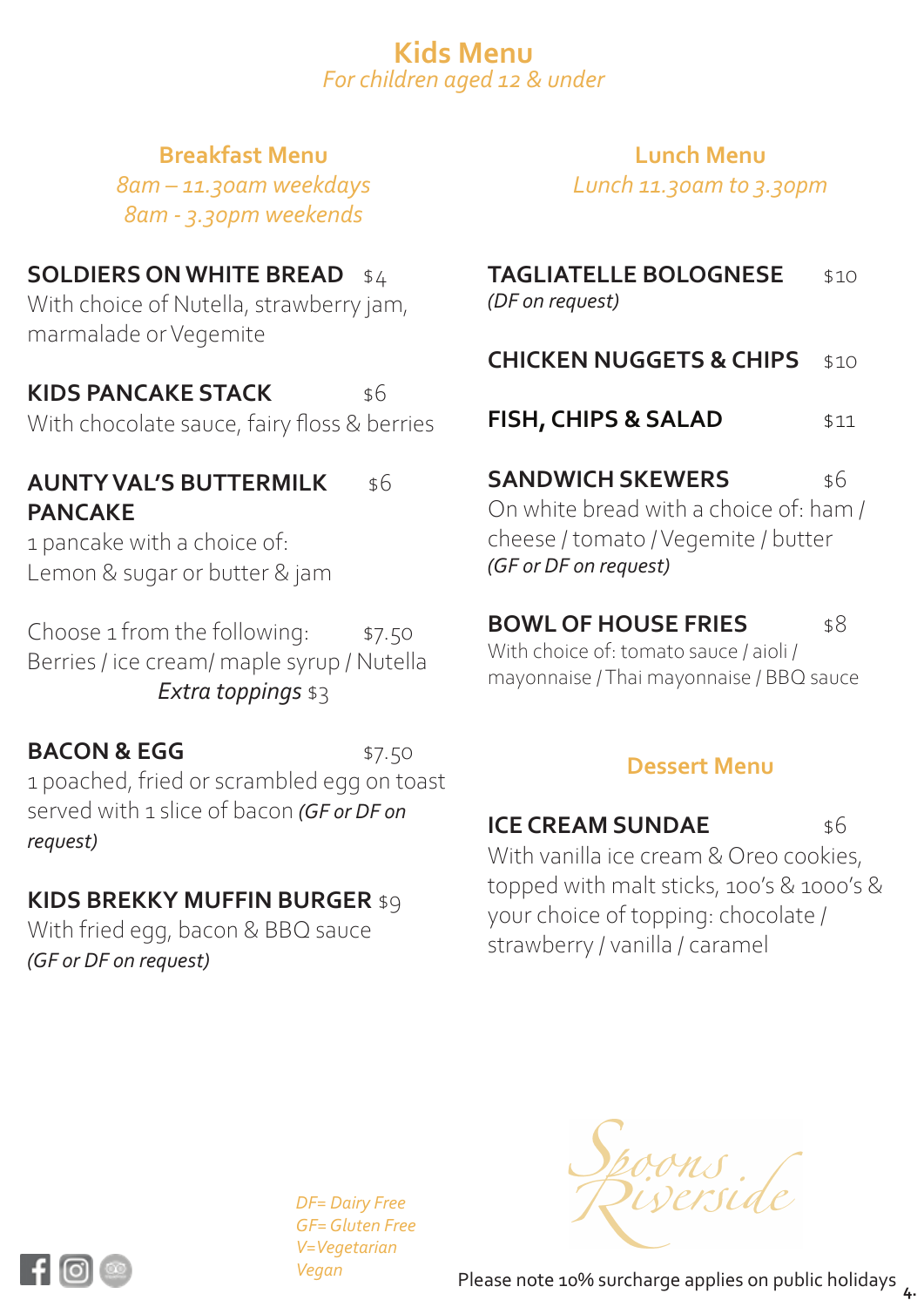# Kids Menu

*For children aged 12 & under*

## Breakfast Menu

*8am – 11.30am weekdays*
*8am - 3.30pm weekends*

**SOLDIERS ON WHITE BREAD** $4
With choice of Nutella, strawberry jam, marmalade or Vegemite

**KIDS PANCAKE STACK** $6
With chocolate sauce, fairy floss & berries

**AUNTY VAL'S BUTTERMILK PANCAKE** $6
1 pancake with a choice of:
Lemon & sugar or butter & jam

Choose 1 from the following: $7.50
Berries / ice cream/ maple syrup / Nutella
*Extra toppings* $3

**BACON & EGG** $7.50
1 poached, fried or scrambled egg on toast served with 1 slice of bacon *(GF or DF on request)*

**KIDS BREKKY MUFFIN BURGER** $9
With fried egg, bacon & BBQ sauce
*(GF or DF on request)*

## Lunch Menu

*Lunch 11.30am to 3.30pm*

**TAGLIATELLE BOLOGNESE** $10
*(DF on request)*

**CHICKEN NUGGETS & CHIPS** $10

**FISH, CHIPS & SALAD** $11

**SANDWICH SKEWERS** $6
On white bread with a choice of: ham / cheese / tomato / Vegemite / butter
*(GF or DF on request)*

**BOWL OF HOUSE FRIES** $8
With choice of: tomato sauce / aioli / mayonnaise / Thai mayonnaise / BBQ sauce

## Dessert Menu

**ICE CREAM SUNDAE** $6
With vanilla ice cream & Oreo cookies, topped with malt sticks, 100's & 1000's & your choice of topping: chocolate / strawberry / vanilla / caramel

*DF= Dairy Free*
*GF= Gluten Free*
*V=Vegetarian*
*Vegan*

Spoons Riverside

Please note 10% surcharge applies on public holidays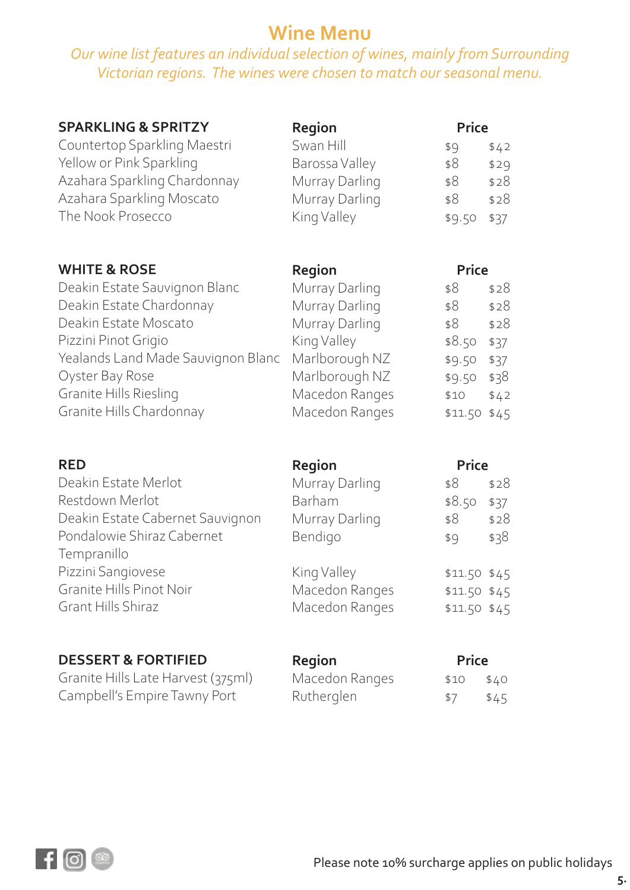# Wine Menu

*Our wine list features an individual selection of wines, mainly from Surrounding Victorian regions. The wines were chosen to match our seasonal menu.*

| SPARKLING & SPRITZY | Region | Price | |
|---|---|---|---|
| Countertop Sparkling Maestri | Swan Hill | $9 | $42 |
| Yellow or Pink Sparkling | Barossa Valley | $8 | $29 |
| Azahara Sparkling Chardonnay | Murray Darling | $8 | $28 |
| Azahara Sparkling Moscato | Murray Darling | $8 | $28 |
| The Nook Prosecco | King Valley | $9.50 | $37 |

| WHITE & ROSE | Region | Price | |
|---|---|---|---|
| Deakin Estate Sauvignon Blanc | Murray Darling | $8 | $28 |
| Deakin Estate Chardonnay | Murray Darling | $8 | $28 |
| Deakin Estate Moscato | Murray Darling | $8 | $28 |
| Pizzini Pinot Grigio | King Valley | $8.50 | $37 |
| Yealands Land Made Sauvignon Blanc | Marlborough NZ | $9.50 | $37 |
| Oyster Bay Rose | Marlborough NZ | $9.50 | $38 |
| Granite Hills Riesling | Macedon Ranges | $10 | $42 |
| Granite Hills Chardonnay | Macedon Ranges | $11.50 | $45 |

| RED | Region | Price | |
|---|---|---|---|
| Deakin Estate Merlot | Murray Darling | $8 | $28 |
| Restdown Merlot | Barham | $8.50 | $37 |
| Deakin Estate Cabernet Sauvignon | Murray Darling | $8 | $28 |
| Pondalowie Shiraz Cabernet Tempranillo | Bendigo | $9 | $38 |
| Pizzini Sangiovese | King Valley | $11.50 | $45 |
| Granite Hills Pinot Noir | Macedon Ranges | $11.50 | $45 |
| Grant Hills Shiraz | Macedon Ranges | $11.50 | $45 |

| DESSERT & FORTIFIED | Region | Price | |
|---|---|---|---|
| Granite Hills Late Harvest (375ml) | Macedon Ranges | $10 | $40 |
| Campbell's Empire Tawny Port | Rutherglen | $7 | $45 |

Please note 10% surcharge applies on public holidays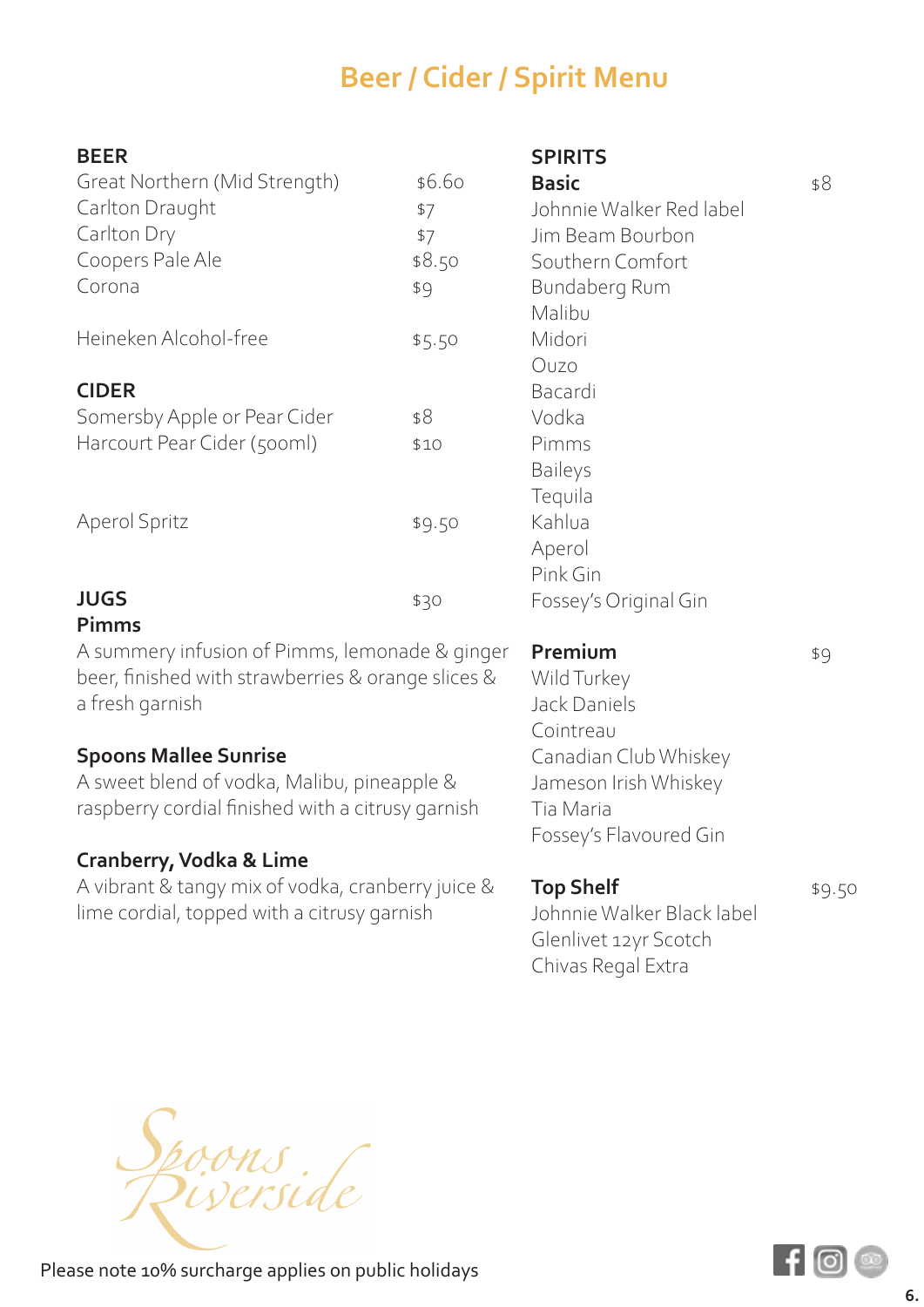# Beer / Cider / Spirit Menu

## BEER

| | |
|---|---|
| Great Northern (Mid Strength) | $6.60 |
| Carlton Draught | $7 |
| Carlton Dry | $7 |
| Coopers Pale Ale | $8.50 |
| Corona | $9 |
| Heineken Alcohol-free | $5.50 |

## CIDER

| | |
|---|---|
| Somersby Apple or Pear Cider | $8 |
| Harcourt Pear Cider (500ml) | $10 |
| Aperol Spritz | $9.50 |

## JUGS — $30

**Pimms**
A summery infusion of Pimms, lemonade & ginger beer, finished with strawberries & orange slices & a fresh garnish

**Spoons Mallee Sunrise**
A sweet blend of vodka, Malibu, pineapple & raspberry cordial finished with a citrusy garnish

**Cranberry, Vodka & Lime**
A vibrant & tangy mix of vodka, cranberry juice & lime cordial, topped with a citrusy garnish

## SPIRITS

**Basic** — $8

Johnnie Walker Red label
Jim Beam Bourbon
Southern Comfort
Bundaberg Rum
Malibu
Midori
Ouzo
Bacardi
Vodka
Pimms
Baileys
Tequila
Kahlua
Aperol
Pink Gin
Fossey's Original Gin

**Premium** — $9

Wild Turkey
Jack Daniels
Cointreau
Canadian Club Whiskey
Jameson Irish Whiskey
Tia Maria
Fossey's Flavoured Gin

**Top Shelf** — $9.50

Johnnie Walker Black label
Glenlivet 12yr Scotch
Chivas Regal Extra

Spoons Riverside

Please note 10% surcharge applies on public holidays